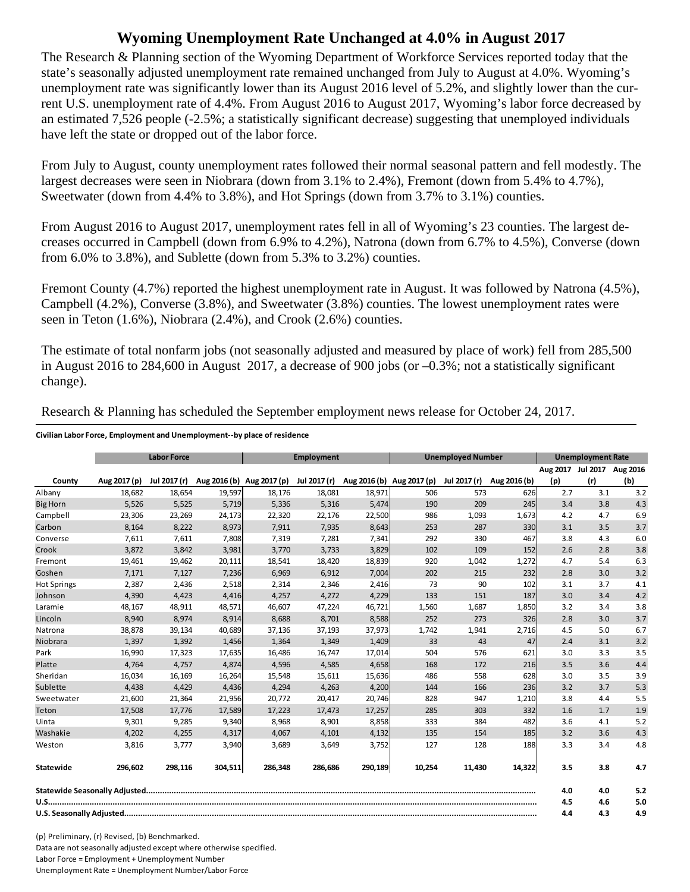# Wyoming Unemployment Rate Unchanged at 4.0% in August 2017

The Research & Planning section of the Wyoming Department of Workforce Services reported today that the state's seasonally adjusted unemployment rate remained unchanged from July to August at 4.0%. Wyoming's unemployment rate was significantly lower than its August 2016 level of 5.2%, and slightly lower than the current U.S. unemployment rate of 4.4%. From August 2016 to August 2017, Wyoming's labor force decreased by an estimated 7,526 people (-2.5%; a statistically significant decrease) suggesting that unemployed individuals have left the state or dropped out of the labor force.

From July to August, county unemployment rates followed their normal seasonal pattern and fell modestly. The largest decreases were seen in Niobrara (down from 3.1% to 2.4%), Fremont (down from 5.4% to 4.7%), Sweetwater (down from 4.4% to 3.8%), and Hot Springs (down from 3.7% to 3.1%) counties.

From August 2016 to August 2017, unemployment rates fell in all of Wyoming's 23 counties. The largest decreases occurred in Campbell (down from 6.9% to 4.2%), Natrona (down from 6.7% to 4.5%), Converse (down from 6.0% to 3.8%), and Sublette (down from 5.3% to 3.2%) counties.

Fremont County (4.7%) reported the highest unemployment rate in August. It was followed by Natrona (4.5%), Campbell (4.2%), Converse (3.8%), and Sweetwater (3.8%) counties. The lowest unemployment rates were seen in Teton (1.6%), Niobrara (2.4%), and Crook (2.6%) counties.

The estimate of total nonfarm jobs (not seasonally adjusted and measured by place of work) fell from 285,500 in August 2016 to 284,600 in August 2017, a decrease of 900 jobs (or –0.3%; not a statistically significant change).

Research & Planning has scheduled the September employment news release for October 24, 2017.

**Civilian Labor Force, Employment and Unemployment--by place of residence**

| | Labor Force | | | Employment | | | Unemployed Number | | | Unemployment Rate | | |
|---|---|---|---|---|---|---|---|---|---|---|---|---|
| County | Aug 2017 (p) | Jul 2017 (r) | Aug 2016 (b) | Aug 2017 (p) | Jul 2017 (r) | Aug 2016 (b) | Aug 2017 (p) | Jul 2017 (r) | Aug 2016 (b) | Aug 2017 (p) | Jul 2017 (r) | Aug 2016 (b) |
| Albany | 18,682 | 18,654 | 19,597 | 18,176 | 18,081 | 18,971 | 506 | 573 | 626 | 2.7 | 3.1 | 3.2 |
| Big Horn | 5,526 | 5,525 | 5,719 | 5,336 | 5,316 | 5,474 | 190 | 209 | 245 | 3.4 | 3.8 | 4.3 |
| Campbell | 23,306 | 23,269 | 24,173 | 22,320 | 22,176 | 22,500 | 986 | 1,093 | 1,673 | 4.2 | 4.7 | 6.9 |
| Carbon | 8,164 | 8,222 | 8,973 | 7,911 | 7,935 | 8,643 | 253 | 287 | 330 | 3.1 | 3.5 | 3.7 |
| Converse | 7,611 | 7,611 | 7,808 | 7,319 | 7,281 | 7,341 | 292 | 330 | 467 | 3.8 | 4.3 | 6.0 |
| Crook | 3,872 | 3,842 | 3,981 | 3,770 | 3,733 | 3,829 | 102 | 109 | 152 | 2.6 | 2.8 | 3.8 |
| Fremont | 19,461 | 19,462 | 20,111 | 18,541 | 18,420 | 18,839 | 920 | 1,042 | 1,272 | 4.7 | 5.4 | 6.3 |
| Goshen | 7,171 | 7,127 | 7,236 | 6,969 | 6,912 | 7,004 | 202 | 215 | 232 | 2.8 | 3.0 | 3.2 |
| Hot Springs | 2,387 | 2,436 | 2,518 | 2,314 | 2,346 | 2,416 | 73 | 90 | 102 | 3.1 | 3.7 | 4.1 |
| Johnson | 4,390 | 4,423 | 4,416 | 4,257 | 4,272 | 4,229 | 133 | 151 | 187 | 3.0 | 3.4 | 4.2 |
| Laramie | 48,167 | 48,911 | 48,571 | 46,607 | 47,224 | 46,721 | 1,560 | 1,687 | 1,850 | 3.2 | 3.4 | 3.8 |
| Lincoln | 8,940 | 8,974 | 8,914 | 8,688 | 8,701 | 8,588 | 252 | 273 | 326 | 2.8 | 3.0 | 3.7 |
| Natrona | 38,878 | 39,134 | 40,689 | 37,136 | 37,193 | 37,973 | 1,742 | 1,941 | 2,716 | 4.5 | 5.0 | 6.7 |
| Niobrara | 1,397 | 1,392 | 1,456 | 1,364 | 1,349 | 1,409 | 33 | 43 | 47 | 2.4 | 3.1 | 3.2 |
| Park | 16,990 | 17,323 | 17,635 | 16,486 | 16,747 | 17,014 | 504 | 576 | 621 | 3.0 | 3.3 | 3.5 |
| Platte | 4,764 | 4,757 | 4,874 | 4,596 | 4,585 | 4,658 | 168 | 172 | 216 | 3.5 | 3.6 | 4.4 |
| Sheridan | 16,034 | 16,169 | 16,264 | 15,548 | 15,611 | 15,636 | 486 | 558 | 628 | 3.0 | 3.5 | 3.9 |
| Sublette | 4,438 | 4,429 | 4,436 | 4,294 | 4,263 | 4,200 | 144 | 166 | 236 | 3.2 | 3.7 | 5.3 |
| Sweetwater | 21,600 | 21,364 | 21,956 | 20,772 | 20,417 | 20,746 | 828 | 947 | 1,210 | 3.8 | 4.4 | 5.5 |
| Teton | 17,508 | 17,776 | 17,589 | 17,223 | 17,473 | 17,257 | 285 | 303 | 332 | 1.6 | 1.7 | 1.9 |
| Uinta | 9,301 | 9,285 | 9,340 | 8,968 | 8,901 | 8,858 | 333 | 384 | 482 | 3.6 | 4.1 | 5.2 |
| Washakie | 4,202 | 4,255 | 4,317 | 4,067 | 4,101 | 4,132 | 135 | 154 | 185 | 3.2 | 3.6 | 4.3 |
| Weston | 3,816 | 3,777 | 3,940 | 3,689 | 3,649 | 3,752 | 127 | 128 | 188 | 3.3 | 3.4 | 4.8 |
| **Statewide** | **296,602** | **298,116** | **304,511** | **286,348** | **286,686** | **290,189** | **10,254** | **11,430** | **14,322** | **3.5** | **3.8** | **4.7** |
| **Statewide Seasonally Adjusted** | | | | | | | | | | **4.0** | **4.0** | **5.2** |
| **U.S.** | | | | | | | | | | **4.5** | **4.6** | **5.0** |
| **U.S. Seasonally Adjusted** | | | | | | | | | | **4.4** | **4.3** | **4.9** |

(p) Preliminary, (r) Revised, (b) Benchmarked.

Data are not seasonally adjusted except where otherwise specified.

Labor Force = Employment + Unemployment Number

Unemployment Rate = Unemployment Number/Labor Force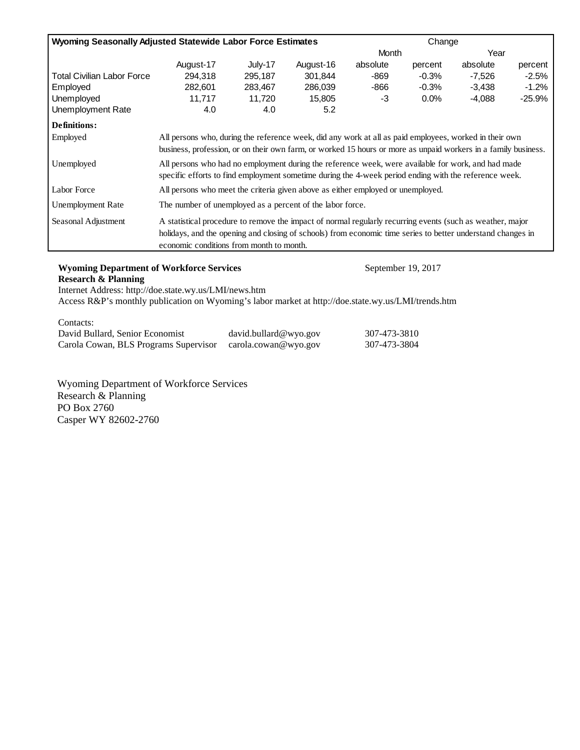| Wyoming Seasonally Adjusted Statewide Labor Force Estimates | | | | Change | | | |
|---|---|---|---|---|---|---|---|
| | | | | Month | | Year | |
| | August-17 | July-17 | August-16 | absolute | percent | absolute | percent |
| Total Civilian Labor Force | 294,318 | 295,187 | 301,844 | -869 | -0.3% | -7,526 | -2.5% |
| Employed | 282,601 | 283,467 | 286,039 | -866 | -0.3% | -3,438 | -1.2% |
| Unemployed | 11,717 | 11,720 | 15,805 | -3 | 0.0% | -4,088 | -25.9% |
| Unemployment Rate | 4.0 | 4.0 | 5.2 | | | | |

**Definitions:**

| | |
|---|---|
| Employed | All persons who, during the reference week, did any work at all as paid employees, worked in their own business, profession, or on their own farm, or worked 15 hours or more as unpaid workers in a family business. |
| Unemployed | All persons who had no employment during the reference week, were available for work, and had made specific efforts to find employment sometime during the 4-week period ending with the reference week. |
| Labor Force | All persons who meet the criteria given above as either employed or unemployed. |
| Unemployment Rate | The number of unemployed as a percent of the labor force. |
| Seasonal Adjustment | A statistical procedure to remove the impact of normal regularly recurring events (such as weather, major holidays, and the opening and closing of schools) from economic time series to better understand changes in economic conditions from month to month. |

**Wyoming Department of Workforce Services**
**Research & Planning**

September 19, 2017

Internet Address: http://doe.state.wy.us/LMI/news.htm
Access R&P's monthly publication on Wyoming's labor market at http://doe.state.wy.us/LMI/trends.htm

Contacts:

| | | |
|---|---|---|
| David Bullard, Senior Economist | david.bullard@wyo.gov | 307-473-3810 |
| Carola Cowan, BLS Programs Supervisor | carola.cowan@wyo.gov | 307-473-3804 |

Wyoming Department of Workforce Services
Research & Planning
PO Box 2760
Casper WY 82602-2760